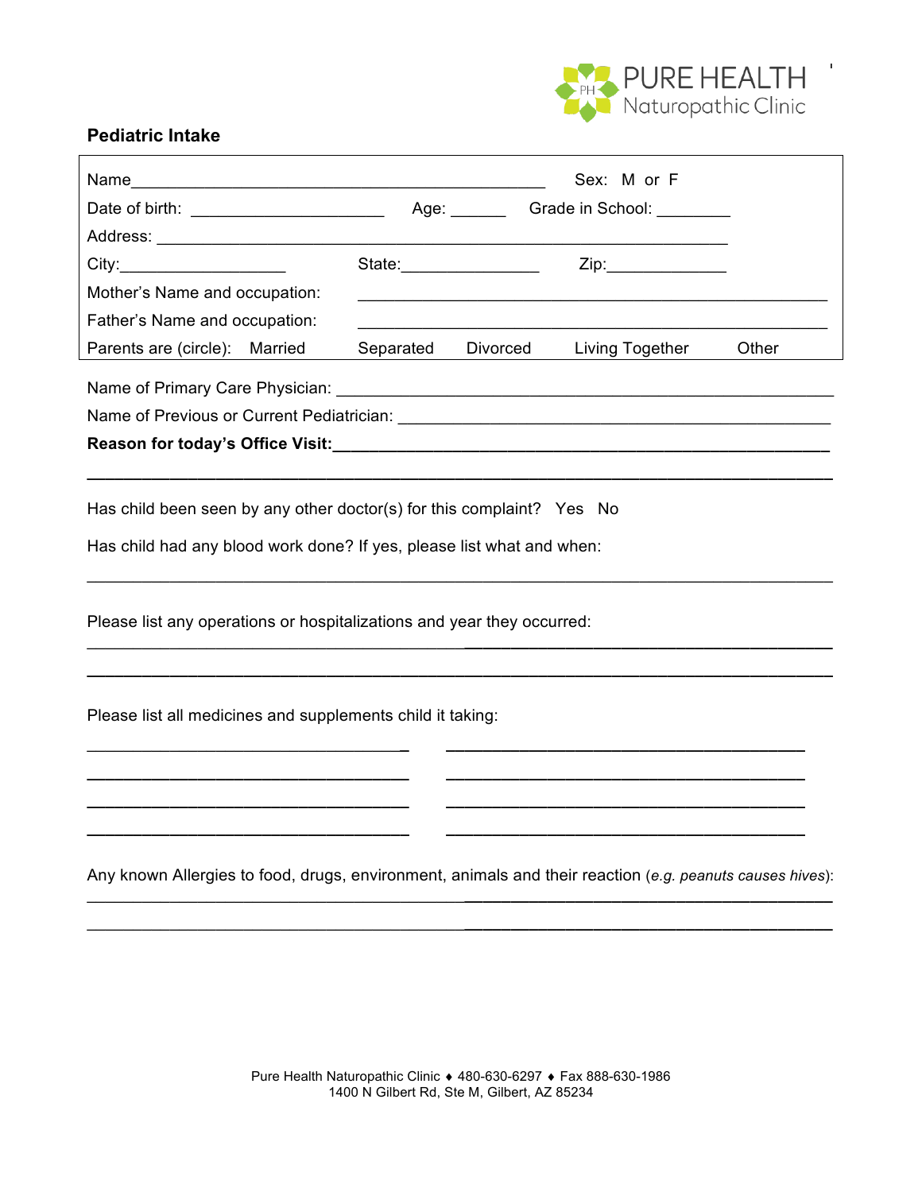PURE HEALTH
Naturopathic Clinic

**Pediatric Intake**

Name_____________________________________________ Sex: M or F

Date of birth: ____________________ Age: ______ Grade in School: ________

Address: ____________________________________________________________

City:__________________ State:_______________ Zip:_____________

Mother's Name and occupation: _________________________________________________

Father's Name and occupation: _________________________________________________

Parents are (circle): Married Separated Divorced Living Together Other

Name of Primary Care Physician: _______________________________________________

Name of Previous or Current Pediatrician: ________________________________________

**Reason for today's Office Visit:**__________________________________________________

______________________________________________________________________________

Has child been seen by any other doctor(s) for this complaint? Yes No

Has child had any blood work done? If yes, please list what and when:

______________________________________________________________________________

Please list any operations or hospitalizations and year they occurred:

______________________________________________________________________________

______________________________________________________________________________

Please list all medicines and supplements child it taking:

__________________________________ __________________________________

__________________________________ __________________________________

__________________________________ __________________________________

__________________________________ __________________________________

Any known Allergies to food, drugs, environment, animals and their reaction (*e.g. peanuts causes hives*):

______________________________________________________________________________

______________________________________________________________________________

Pure Health Naturopathic Clinic ♦ 480-630-6297 ♦ Fax 888-630-1986
1400 N Gilbert Rd, Ste M, Gilbert, AZ 85234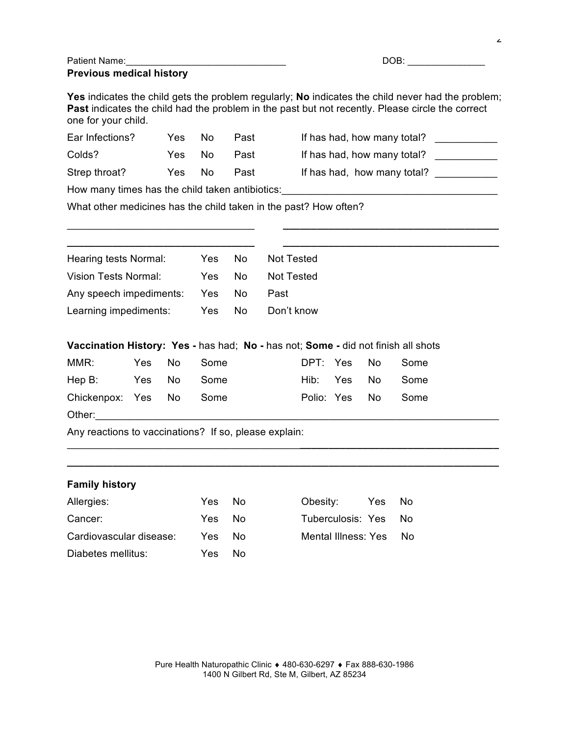Patient Name:______________________________ DOB: ______________

**Previous medical history**

**Yes** indicates the child gets the problem regularly; **No** indicates the child never had the problem; **Past** indicates the child had the problem in the past but not recently. Please circle the correct one for your child.

| | | | | |
|---|---|---|---|---|
| Ear Infections? | Yes | No | Past | If has had, how many total? __________ |
| Colds? | Yes | No | Past | If has had, how many total? __________ |
| Strep throat? | Yes | No | Past | If has had, how many total? __________ |

How many times has the child taken antibiotics:____________________________________

What other medicines has the child taken in the past? How often?

______________________________ ____________________________________

______________________________ ____________________________________

| | | | |
|---|---|---|---|
| Hearing tests Normal: | Yes | No | Not Tested |
| Vision Tests Normal: | Yes | No | Not Tested |
| Any speech impediments: | Yes | No | Past |
| Learning impediments: | Yes | No | Don't know |

**Vaccination History: Yes -** has had; **No -** has not; **Some -** did not finish all shots

| | | | | | | | |
|---|---|---|---|---|---|---|---|
| MMR: | Yes | No | Some | DPT: | Yes | No | Some |
| Hep B: | Yes | No | Some | Hib: | Yes | No | Some |
| Chickenpox: | Yes | No | Some | Polio: | Yes | No | Some |

Other:_____________________________________________________________________

Any reactions to vaccinations? If so, please explain:

___________________________________________________________________________

___________________________________________________________________________

**Family history**

| | | | | | |
|---|---|---|---|---|---|
| Allergies: | Yes | No | Obesity: | Yes | No |
| Cancer: | Yes | No | Tuberculosis: | Yes | No |
| Cardiovascular disease: | Yes | No | Mental Illness: | Yes | No |
| Diabetes mellitus: | Yes | No | | | |

Pure Health Naturopathic Clinic ♦ 480-630-6297 ♦ Fax 888-630-1986
1400 N Gilbert Rd, Ste M, Gilbert, AZ 85234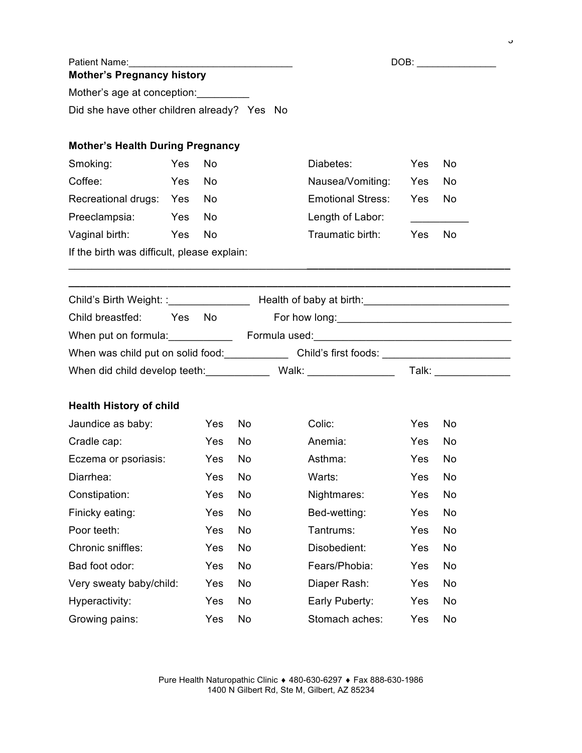Patient Name:______________________________ DOB: _______________

**Mother's Pregnancy history**

Mother's age at conception:_________

Did she have other children already? Yes No

**Mother's Health During Pregnancy**

| | | | | | |
|---|---|---|---|---|---|
| Smoking: | Yes | No | Diabetes: | Yes | No |
| Coffee: | Yes | No | Nausea/Vomiting: | Yes | No |
| Recreational drugs: | Yes | No | Emotional Stress: | Yes | No |
| Preeclampsia: | Yes | No | Length of Labor: | __________ | |
| Vaginal birth: | Yes | No | Traumatic birth: | Yes | No |

If the birth was difficult, please explain:

___________________________________________________________________________

___________________________________________________________________________

Child's Birth Weight: :______________ Health of baby at birth:_________________________

Child breastfed: Yes No For how long:______________________________

When put on formula:___________ Formula used:__________________________________

When was child put on solid food:___________ Child's first foods: ______________________

When did child develop teeth:___________ Walk: _______________ Talk: _____________

**Health History of child**

| | | | | | |
|---|---|---|---|---|---|
| Jaundice as baby: | Yes | No | Colic: | Yes | No |
| Cradle cap: | Yes | No | Anemia: | Yes | No |
| Eczema or psoriasis: | Yes | No | Asthma: | Yes | No |
| Diarrhea: | Yes | No | Warts: | Yes | No |
| Constipation: | Yes | No | Nightmares: | Yes | No |
| Finicky eating: | Yes | No | Bed-wetting: | Yes | No |
| Poor teeth: | Yes | No | Tantrums: | Yes | No |
| Chronic sniffles: | Yes | No | Disobedient: | Yes | No |
| Bad foot odor: | Yes | No | Fears/Phobia: | Yes | No |
| Very sweaty baby/child: | Yes | No | Diaper Rash: | Yes | No |
| Hyperactivity: | Yes | No | Early Puberty: | Yes | No |
| Growing pains: | Yes | No | Stomach aches: | Yes | No |

Pure Health Naturopathic Clinic ♦ 480-630-6297 ♦ Fax 888-630-1986
1400 N Gilbert Rd, Ste M, Gilbert, AZ 85234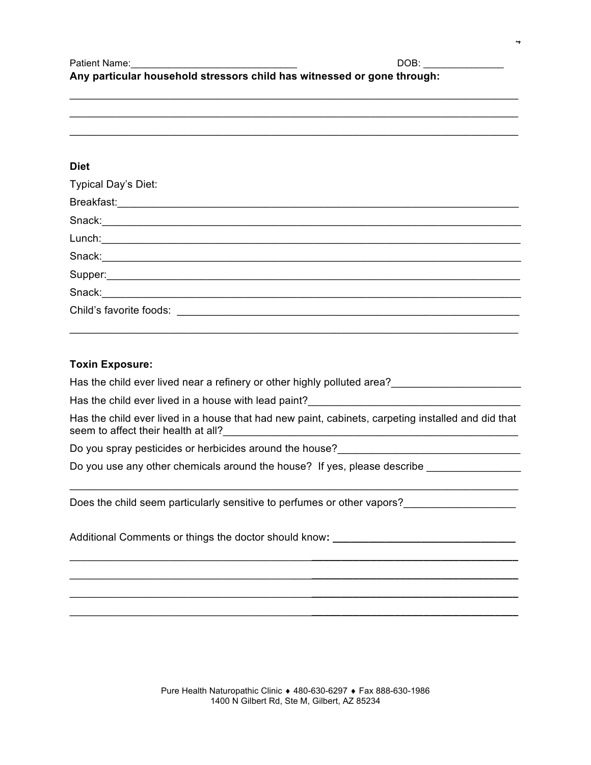Patient Name:_______________________________ DOB: _______________

**Any particular household stressors child has witnessed or gone through:**

______________________________________________________________________________

______________________________________________________________________________

______________________________________________________________________________

**Diet**

Typical Day's Diet:

Breakfast:_____________________________________________________________________

Snack:________________________________________________________________________

Lunch:________________________________________________________________________

Snack:________________________________________________________________________

Supper:_______________________________________________________________________

Snack:________________________________________________________________________

Child's favorite foods: ___________________________________________________________

______________________________________________________________________________

**Toxin Exposure:**

Has the child ever lived near a refinery or other highly polluted area?______________________

Has the child ever lived in a house with lead paint?____________________________________

Has the child ever lived in a house that had new paint, cabinets, carpeting installed and did that seem to affect their health at all?_____________________________________________________

Do you spray pesticides or herbicides around the house?_______________________________

Do you use any other chemicals around the house? If yes, please describe ________________

______________________________________________________________________________

Does the child seem particularly sensitive to perfumes or other vapors?___________________

Additional Comments or things the doctor should know: ______________________________

______________________________________________________________________________

______________________________________________________________________________

______________________________________________________________________________

______________________________________________________________________________

Pure Health Naturopathic Clinic ♦ 480-630-6297 ♦ Fax 888-630-1986
1400 N Gilbert Rd, Ste M, Gilbert, AZ 85234